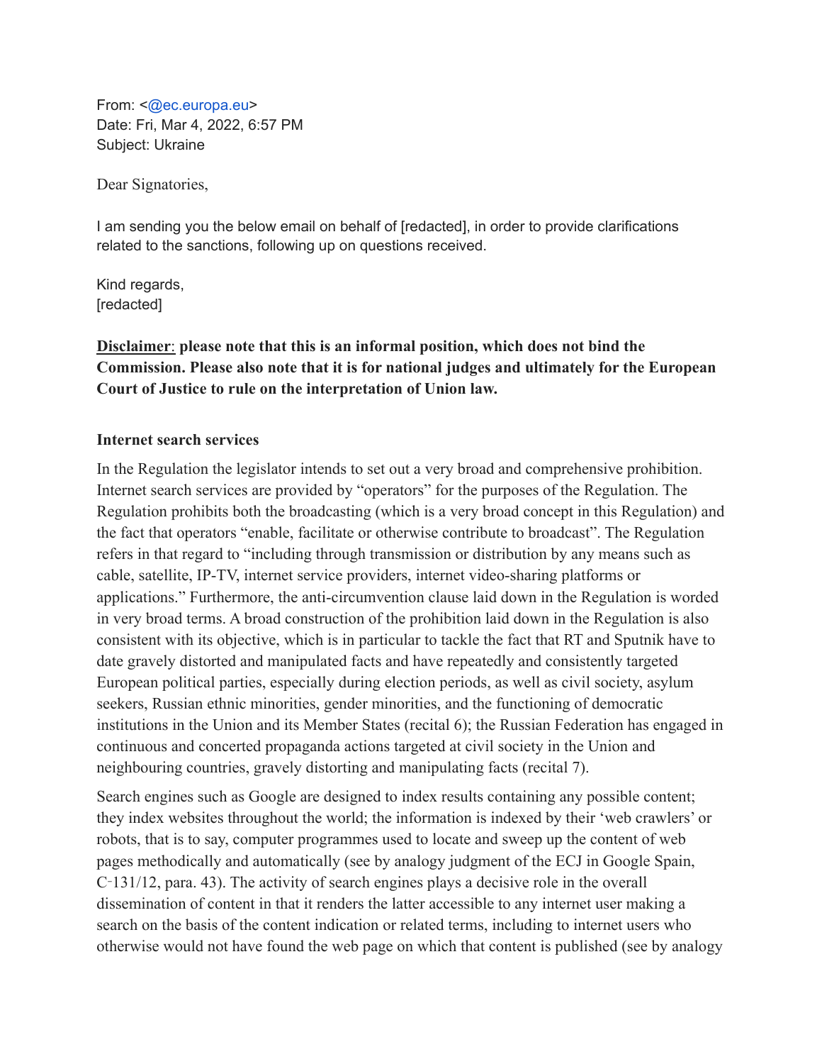From: <@ec.europa.eu>
Date: Fri, Mar 4, 2022, 6:57 PM
Subject: Ukraine

Dear Signatories,

I am sending you the below email on behalf of [redacted], in order to provide clarifications related to the sanctions, following up on questions received.

Kind regards,
[redacted]

**Disclaimer: please note that this is an informal position, which does not bind the Commission. Please also note that it is for national judges and ultimately for the European Court of Justice to rule on the interpretation of Union law.**

**Internet search services**

In the Regulation the legislator intends to set out a very broad and comprehensive prohibition. Internet search services are provided by "operators" for the purposes of the Regulation. The Regulation prohibits both the broadcasting (which is a very broad concept in this Regulation) and the fact that operators "enable, facilitate or otherwise contribute to broadcast". The Regulation refers in that regard to "including through transmission or distribution by any means such as cable, satellite, IP-TV, internet service providers, internet video-sharing platforms or applications." Furthermore, the anti-circumvention clause laid down in the Regulation is worded in very broad terms. A broad construction of the prohibition laid down in the Regulation is also consistent with its objective, which is in particular to tackle the fact that RT and Sputnik have to date gravely distorted and manipulated facts and have repeatedly and consistently targeted European political parties, especially during election periods, as well as civil society, asylum seekers, Russian ethnic minorities, gender minorities, and the functioning of democratic institutions in the Union and its Member States (recital 6); the Russian Federation has engaged in continuous and concerted propaganda actions targeted at civil society in the Union and neighbouring countries, gravely distorting and manipulating facts (recital 7).

Search engines such as Google are designed to index results containing any possible content; they index websites throughout the world; the information is indexed by their 'web crawlers' or robots, that is to say, computer programmes used to locate and sweep up the content of web pages methodically and automatically (see by analogy judgment of the ECJ in Google Spain, C‑131/12, para. 43). The activity of search engines plays a decisive role in the overall dissemination of content in that it renders the latter accessible to any internet user making a search on the basis of the content indication or related terms, including to internet users who otherwise would not have found the web page on which that content is published (see by analogy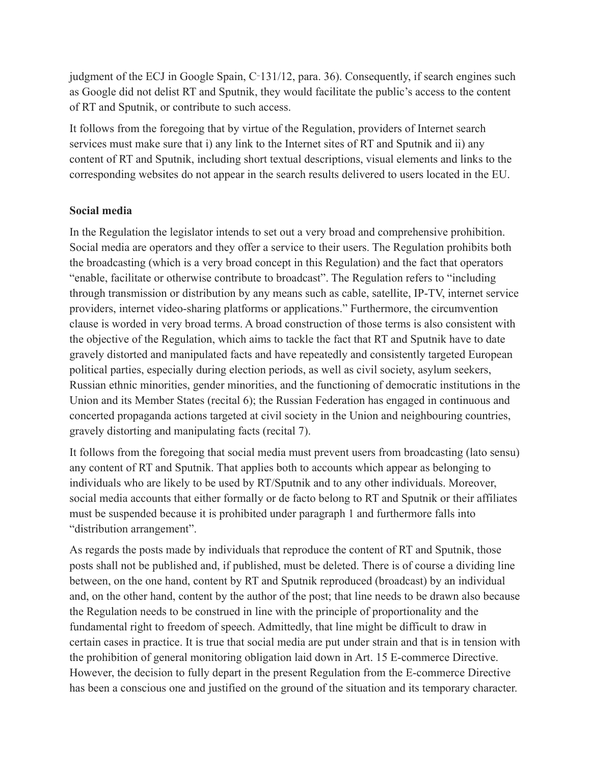judgment of the ECJ in Google Spain, C‑131/12, para. 36). Consequently, if search engines such as Google did not delist RT and Sputnik, they would facilitate the public's access to the content of RT and Sputnik, or contribute to such access.

It follows from the foregoing that by virtue of the Regulation, providers of Internet search services must make sure that i) any link to the Internet sites of RT and Sputnik and ii) any content of RT and Sputnik, including short textual descriptions, visual elements and links to the corresponding websites do not appear in the search results delivered to users located in the EU.

**Social media**

In the Regulation the legislator intends to set out a very broad and comprehensive prohibition. Social media are operators and they offer a service to their users. The Regulation prohibits both the broadcasting (which is a very broad concept in this Regulation) and the fact that operators "enable, facilitate or otherwise contribute to broadcast". The Regulation refers to "including through transmission or distribution by any means such as cable, satellite, IP-TV, internet service providers, internet video-sharing platforms or applications." Furthermore, the circumvention clause is worded in very broad terms. A broad construction of those terms is also consistent with the objective of the Regulation, which aims to tackle the fact that RT and Sputnik have to date gravely distorted and manipulated facts and have repeatedly and consistently targeted European political parties, especially during election periods, as well as civil society, asylum seekers, Russian ethnic minorities, gender minorities, and the functioning of democratic institutions in the Union and its Member States (recital 6); the Russian Federation has engaged in continuous and concerted propaganda actions targeted at civil society in the Union and neighbouring countries, gravely distorting and manipulating facts (recital 7).

It follows from the foregoing that social media must prevent users from broadcasting (lato sensu) any content of RT and Sputnik. That applies both to accounts which appear as belonging to individuals who are likely to be used by RT/Sputnik and to any other individuals. Moreover, social media accounts that either formally or de facto belong to RT and Sputnik or their affiliates must be suspended because it is prohibited under paragraph 1 and furthermore falls into "distribution arrangement".

As regards the posts made by individuals that reproduce the content of RT and Sputnik, those posts shall not be published and, if published, must be deleted. There is of course a dividing line between, on the one hand, content by RT and Sputnik reproduced (broadcast) by an individual and, on the other hand, content by the author of the post; that line needs to be drawn also because the Regulation needs to be construed in line with the principle of proportionality and the fundamental right to freedom of speech. Admittedly, that line might be difficult to draw in certain cases in practice. It is true that social media are put under strain and that is in tension with the prohibition of general monitoring obligation laid down in Art. 15 E-commerce Directive. However, the decision to fully depart in the present Regulation from the E-commerce Directive has been a conscious one and justified on the ground of the situation and its temporary character.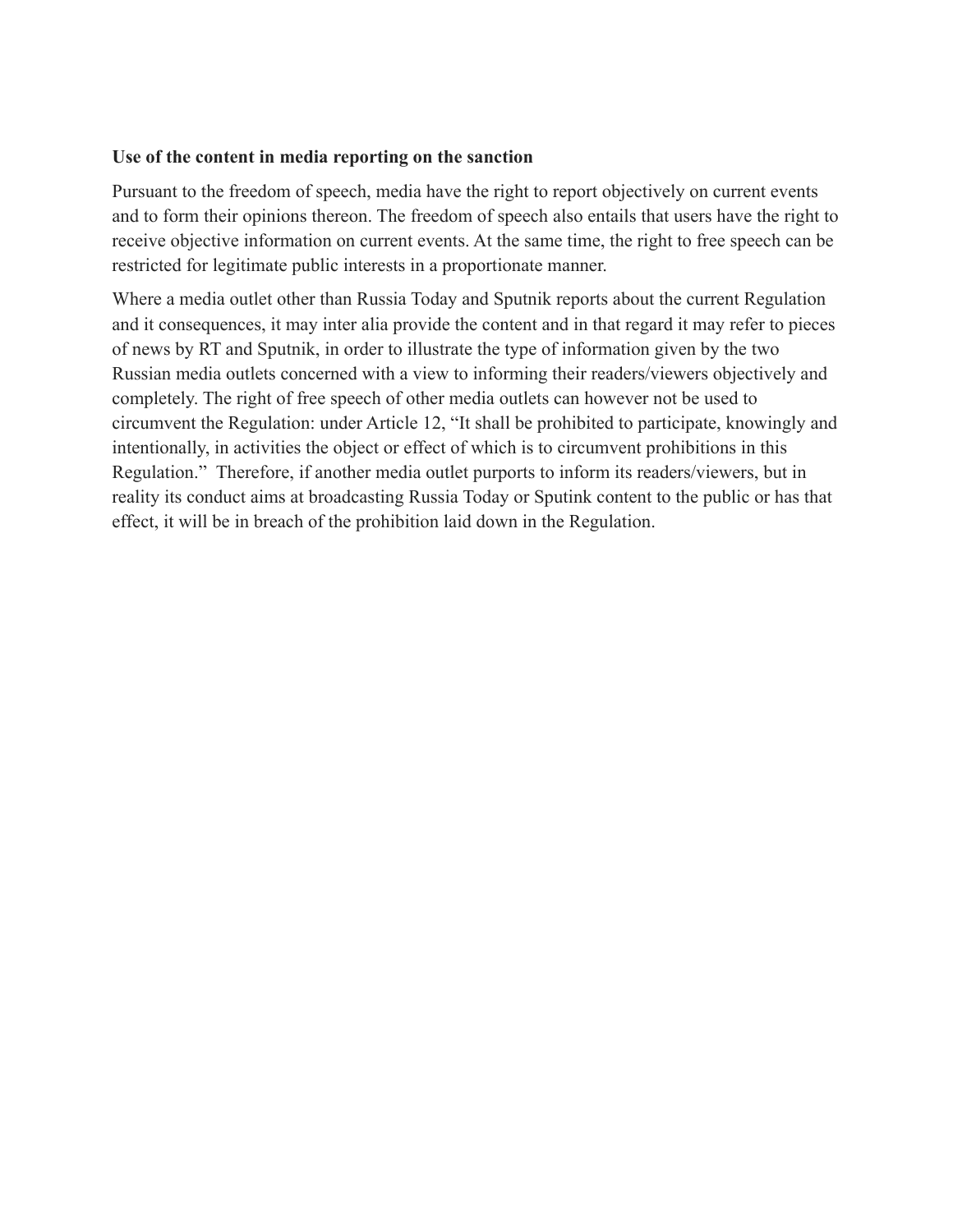**Use of the content in media reporting on the sanction**

Pursuant to the freedom of speech, media have the right to report objectively on current events and to form their opinions thereon. The freedom of speech also entails that users have the right to receive objective information on current events. At the same time, the right to free speech can be restricted for legitimate public interests in a proportionate manner.

Where a media outlet other than Russia Today and Sputnik reports about the current Regulation and it consequences, it may inter alia provide the content and in that regard it may refer to pieces of news by RT and Sputnik, in order to illustrate the type of information given by the two Russian media outlets concerned with a view to informing their readers/viewers objectively and completely. The right of free speech of other media outlets can however not be used to circumvent the Regulation: under Article 12, "It shall be prohibited to participate, knowingly and intentionally, in activities the object or effect of which is to circumvent prohibitions in this Regulation." Therefore, if another media outlet purports to inform its readers/viewers, but in reality its conduct aims at broadcasting Russia Today or Sputink content to the public or has that effect, it will be in breach of the prohibition laid down in the Regulation.